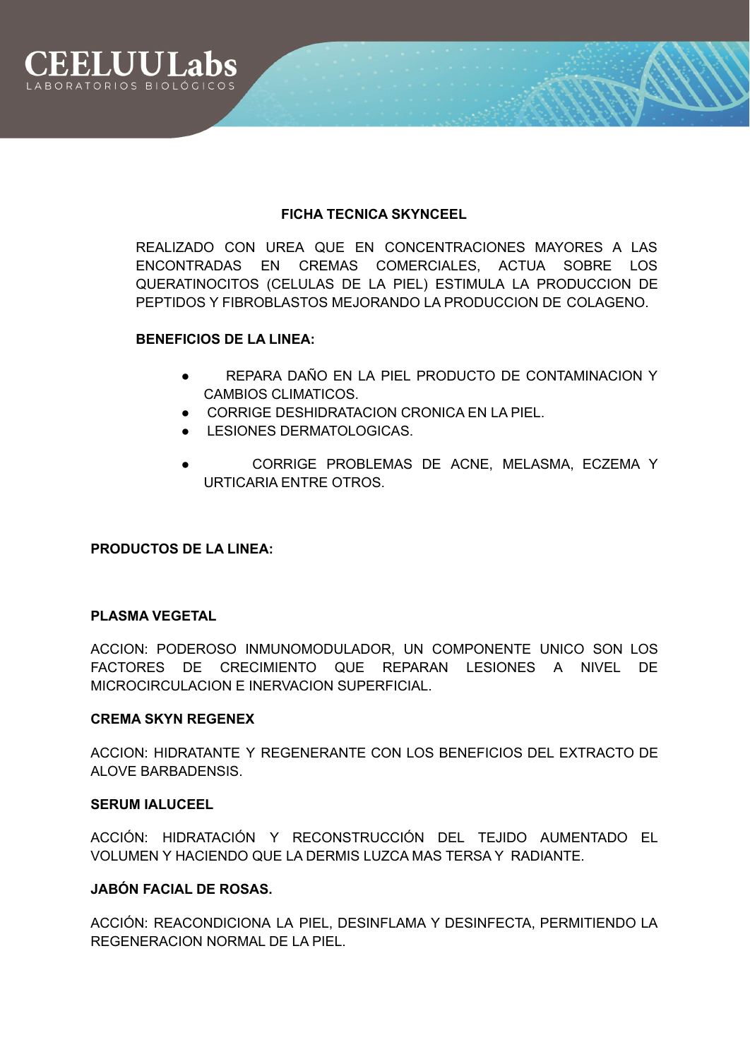# FICHA TECNICA SKYNCEEL

REALIZADO CON UREA QUE EN CONCENTRACIONES MAYORES A LAS ENCONTRADAS EN CREMAS COMERCIALES, ACTUA SOBRE LOS QUERATINOCITOS (CELULAS DE LA PIEL) ESTIMULA LA PRODUCCION DE PEPTIDOS Y FIBROBLASTOS MEJORANDO LA PRODUCCION DE COLAGENO.

**BENEFICIOS DE LA LINEA:**

- REPARA DAÑO EN LA PIEL PRODUCTO DE CONTAMINACION Y CAMBIOS CLIMATICOS.
- CORRIGE DESHIDRATACION CRONICA EN LA PIEL.
- LESIONES DERMATOLOGICAS.
- CORRIGE PROBLEMAS DE ACNE, MELASMA, ECZEMA Y URTICARIA ENTRE OTROS.

## PRODUCTOS DE LA LINEA:

### PLASMA VEGETAL

ACCION: PODEROSO INMUNOMODULADOR, UN COMPONENTE UNICO SON LOS FACTORES DE CRECIMIENTO QUE REPARAN LESIONES A NIVEL DE MICROCIRCULACION E INERVACION SUPERFICIAL.

### CREMA SKYN REGENEX

ACCION: HIDRATANTE Y REGENERANTE CON LOS BENEFICIOS DEL EXTRACTO DE ALOVE BARBADENSIS.

### SERUM IALUCEEL

ACCIÓN: HIDRATACIÓN Y RECONSTRUCCIÓN DEL TEJIDO AUMENTADO EL VOLUMEN Y HACIENDO QUE LA DERMIS LUZCA MAS TERSA Y RADIANTE.

### JABÓN FACIAL DE ROSAS.

ACCIÓN: REACONDICIONA LA PIEL, DESINFLAMA Y DESINFECTA, PERMITIENDO LA REGENERACION NORMAL DE LA PIEL.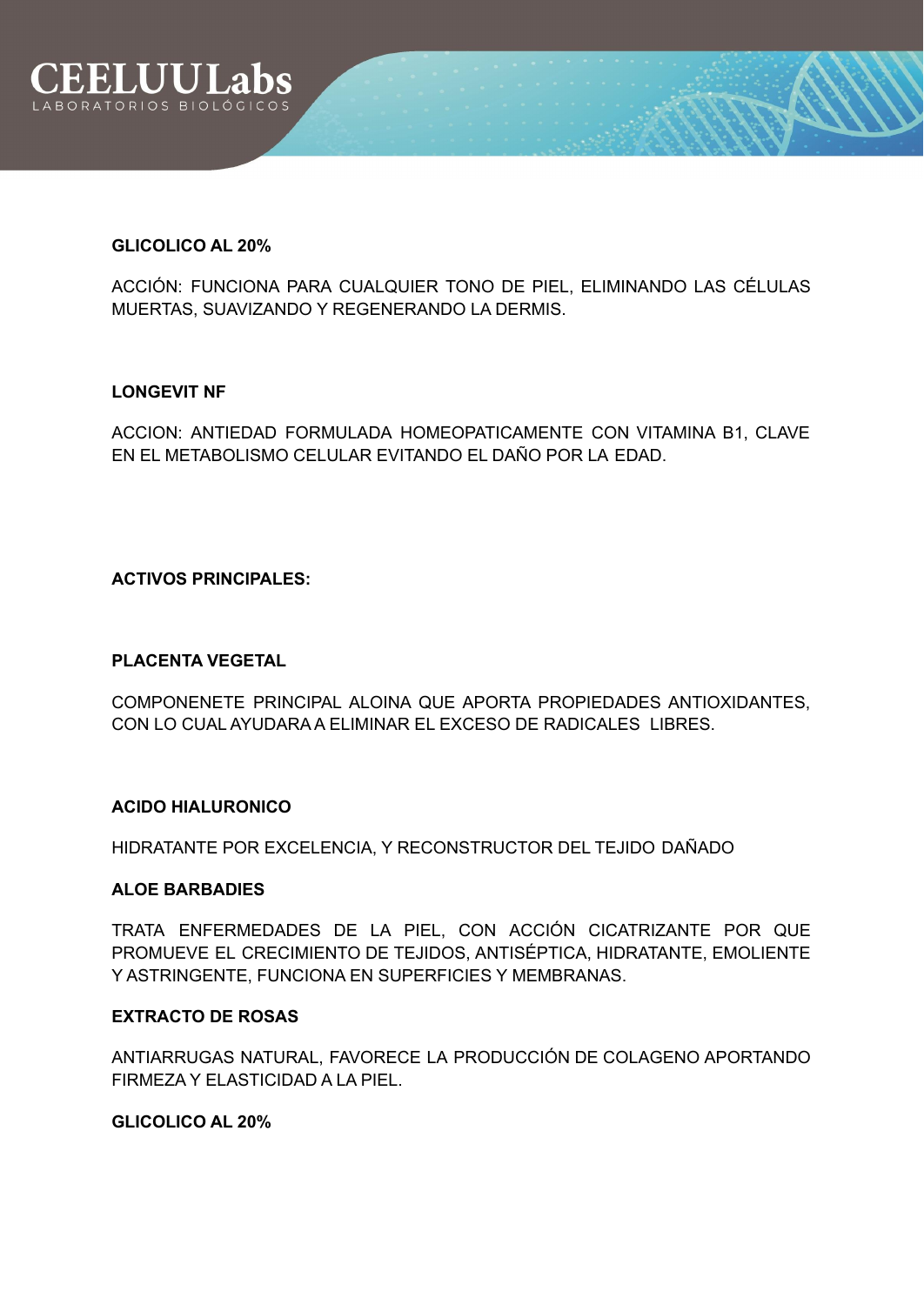**GLICOLICO AL 20%**

ACCIÓN: FUNCIONA PARA CUALQUIER TONO DE PIEL, ELIMINANDO LAS CÉLULAS MUERTAS, SUAVIZANDO Y REGENERANDO LA DERMIS.

**LONGEVIT NF**

ACCION: ANTIEDAD FORMULADA HOMEOPATICAMENTE CON VITAMINA B1, CLAVE EN EL METABOLISMO CELULAR EVITANDO EL DAÑO POR LA EDAD.

**ACTIVOS PRINCIPALES:**

**PLACENTA VEGETAL**

COMPONENETE PRINCIPAL ALOINA QUE APORTA PROPIEDADES ANTIOXIDANTES, CON LO CUAL AYUDARA A ELIMINAR EL EXCESO DE RADICALES LIBRES.

**ACIDO HIALURONICO**

HIDRATANTE POR EXCELENCIA, Y RECONSTRUCTOR DEL TEJIDO DAÑADO

**ALOE BARBADIES**

TRATA ENFERMEDADES DE LA PIEL, CON ACCIÓN CICATRIZANTE POR QUE PROMUEVE EL CRECIMIENTO DE TEJIDOS, ANTISÉPTICA, HIDRATANTE, EMOLIENTE Y ASTRINGENTE, FUNCIONA EN SUPERFICIES Y MEMBRANAS.

**EXTRACTO DE ROSAS**

ANTIARRUGAS NATURAL, FAVORECE LA PRODUCCIÓN DE COLAGENO APORTANDO FIRMEZA Y ELASTICIDAD A LA PIEL.

**GLICOLICO AL 20%**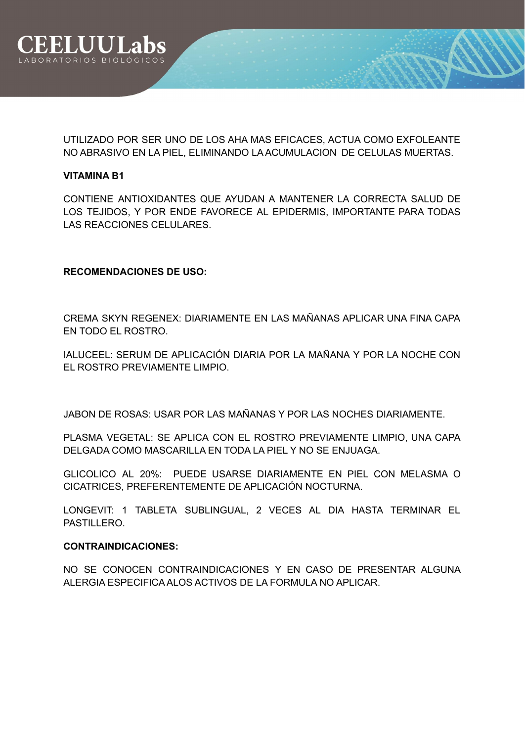UTILIZADO POR SER UNO DE LOS AHA MAS EFICACES, ACTUA COMO EXFOLEANTE NO ABRASIVO EN LA PIEL, ELIMINANDO LA ACUMULACION DE CELULAS MUERTAS.

**VITAMINA B1**

CONTIENE ANTIOXIDANTES QUE AYUDAN A MANTENER LA CORRECTA SALUD DE LOS TEJIDOS, Y POR ENDE FAVORECE AL EPIDERMIS, IMPORTANTE PARA TODAS LAS REACCIONES CELULARES.

**RECOMENDACIONES DE USO:**

CREMA SKYN REGENEX: DIARIAMENTE EN LAS MAÑANAS APLICAR UNA FINA CAPA EN TODO EL ROSTRO.

IALUCEEL: SERUM DE APLICACIÓN DIARIA POR LA MAÑANA Y POR LA NOCHE CON EL ROSTRO PREVIAMENTE LIMPIO.

JABON DE ROSAS: USAR POR LAS MAÑANAS Y POR LAS NOCHES DIARIAMENTE.

PLASMA VEGETAL: SE APLICA CON EL ROSTRO PREVIAMENTE LIMPIO, UNA CAPA DELGADA COMO MASCARILLA EN TODA LA PIEL Y NO SE ENJUAGA.

GLICOLICO AL 20%: PUEDE USARSE DIARIAMENTE EN PIEL CON MELASMA O CICATRICES, PREFERENTEMENTE DE APLICACIÓN NOCTURNA.

LONGEVIT: 1 TABLETA SUBLINGUAL, 2 VECES AL DIA HASTA TERMINAR EL PASTILLERO.

**CONTRAINDICACIONES:**

NO SE CONOCEN CONTRAINDICACIONES Y EN CASO DE PRESENTAR ALGUNA ALERGIA ESPECIFICA ALOS ACTIVOS DE LA FORMULA NO APLICAR.